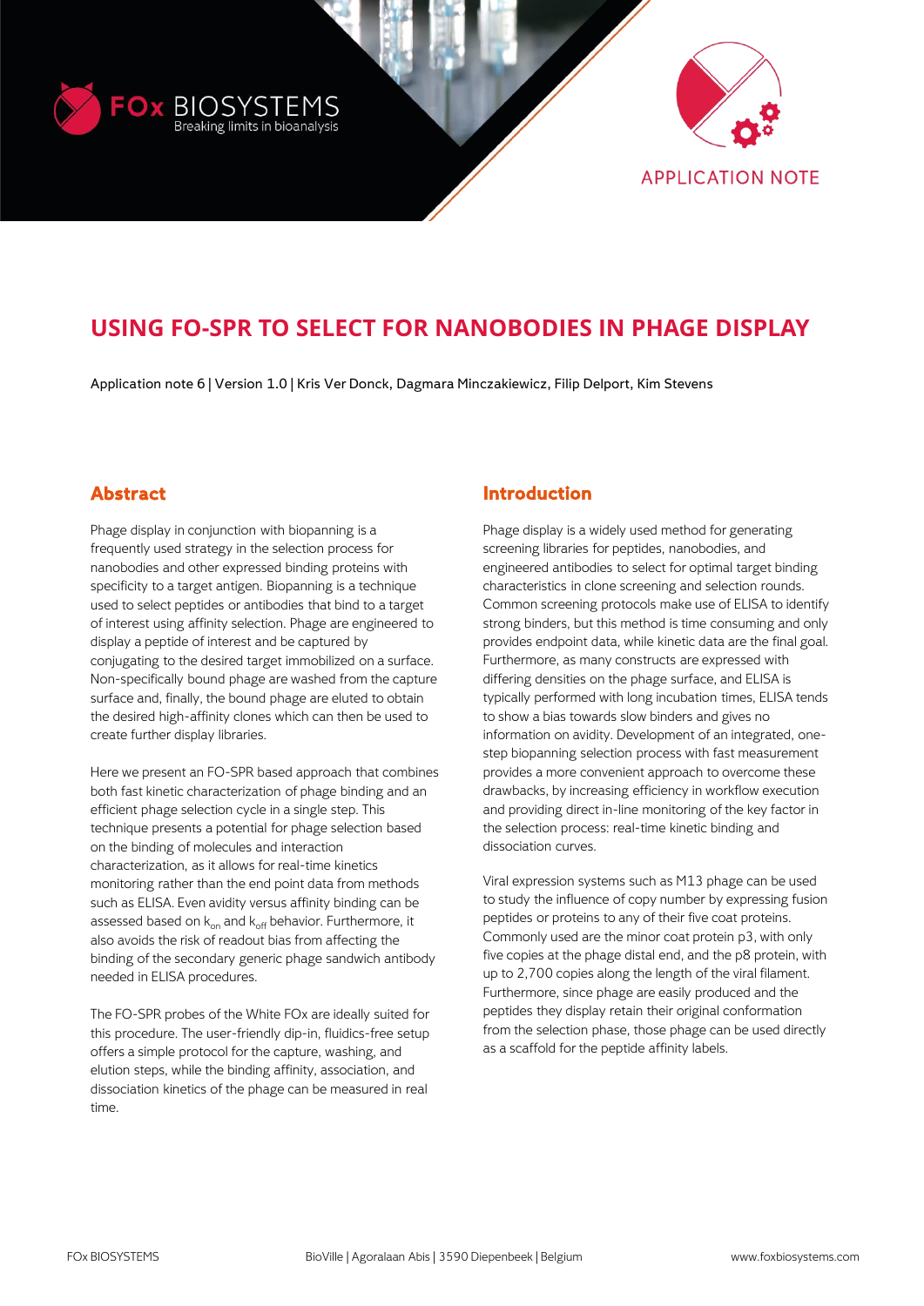FOx BIOSYSTEMS
Breaking limits in bioanalysis

APPLICATION NOTE

# USING FO-SPR TO SELECT FOR NANOBODIES IN PHAGE DISPLAY

Application note 6 | Version 1.0 | Kris Ver Donck, Dagmara Minczakiewicz, Filip Delport, Kim Stevens

## Abstract

Phage display in conjunction with biopanning is a frequently used strategy in the selection process for nanobodies and other expressed binding proteins with specificity to a target antigen. Biopanning is a technique used to select peptides or antibodies that bind to a target of interest using affinity selection. Phage are engineered to display a peptide of interest and be captured by conjugating to the desired target immobilized on a surface. Non-specifically bound phage are washed from the capture surface and, finally, the bound phage are eluted to obtain the desired high-affinity clones which can then be used to create further display libraries.

Here we present an FO-SPR based approach that combines both fast kinetic characterization of phage binding and an efficient phage selection cycle in a single step. This technique presents a potential for phage selection based on the binding of molecules and interaction characterization, as it allows for real-time kinetics monitoring rather than the end point data from methods such as ELISA. Even avidity versus affinity binding can be assessed based on $k_{on}$ and $k_{off}$ behavior. Furthermore, it also avoids the risk of readout bias from affecting the binding of the secondary generic phage sandwich antibody needed in ELISA procedures.

The FO-SPR probes of the White FOx are ideally suited for this procedure. The user-friendly dip-in, fluidics-free setup offers a simple protocol for the capture, washing, and elution steps, while the binding affinity, association, and dissociation kinetics of the phage can be measured in real time.

## Introduction

Phage display is a widely used method for generating screening libraries for peptides, nanobodies, and engineered antibodies to select for optimal target binding characteristics in clone screening and selection rounds. Common screening protocols make use of ELISA to identify strong binders, but this method is time consuming and only provides endpoint data, while kinetic data are the final goal. Furthermore, as many constructs are expressed with differing densities on the phage surface, and ELISA is typically performed with long incubation times, ELISA tends to show a bias towards slow binders and gives no information on avidity. Development of an integrated, one-step biopanning selection process with fast measurement provides a more convenient approach to overcome these drawbacks, by increasing efficiency in workflow execution and providing direct in-line monitoring of the key factor in the selection process: real-time kinetic binding and dissociation curves.

Viral expression systems such as M13 phage can be used to study the influence of copy number by expressing fusion peptides or proteins to any of their five coat proteins. Commonly used are the minor coat protein p3, with only five copies at the phage distal end, and the p8 protein, with up to 2,700 copies along the length of the viral filament. Furthermore, since phage are easily produced and the peptides they display retain their original conformation from the selection phase, those phage can be used directly as a scaffold for the peptide affinity labels.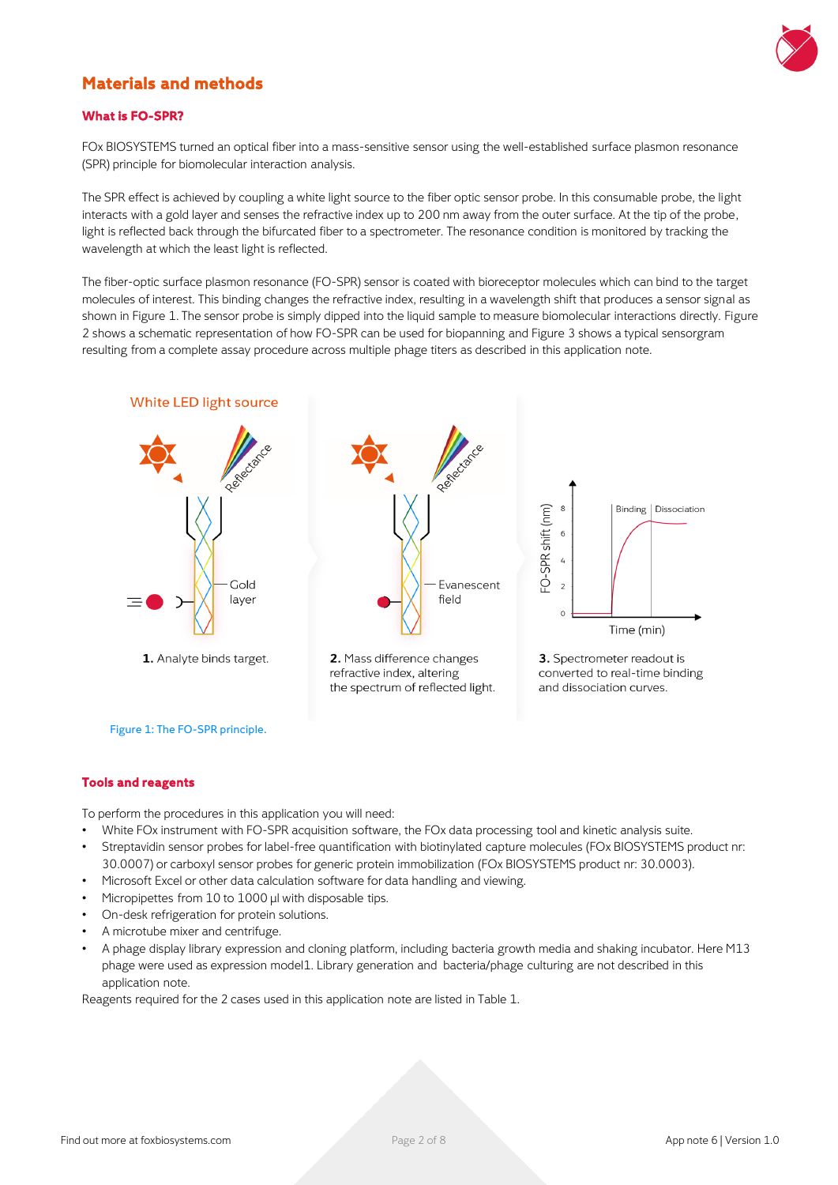## Materials and methods

### What is FO-SPR?

FOx BIOSYSTEMS turned an optical fiber into a mass-sensitive sensor using the well-established surface plasmon resonance (SPR) principle for biomolecular interaction analysis.

The SPR effect is achieved by coupling a white light source to the fiber optic sensor probe. In this consumable probe, the light interacts with a gold layer and senses the refractive index up to 200 nm away from the outer surface. At the tip of the probe, light is reflected back through the bifurcated fiber to a spectrometer. The resonance condition is monitored by tracking the wavelength at which the least light is reflected.

The fiber-optic surface plasmon resonance (FO-SPR) sensor is coated with bioreceptor molecules which can bind to the target molecules of interest. This binding changes the refractive index, resulting in a wavelength shift that produces a sensor signal as shown in Figure 1. The sensor probe is simply dipped into the liquid sample to measure biomolecular interactions directly. Figure 2 shows a schematic representation of how FO-SPR can be used for biopanning and Figure 3 shows a typical sensorgram resulting from a complete assay procedure across multiple phage titers as described in this application note.

White LED light source

**1.** Analyte binds target.

**2.** Mass difference changes refractive index, altering the spectrum of reflected light.

**3.** Spectrometer readout is converted to real-time binding and dissociation curves.

Figure 1: The FO-SPR principle.

### Tools and reagents

To perform the procedures in this application you will need:

- White FOx instrument with FO-SPR acquisition software, the FOx data processing tool and kinetic analysis suite.
- Streptavidin sensor probes for label-free quantification with biotinylated capture molecules (FOx BIOSYSTEMS product nr: 30.0007) or carboxyl sensor probes for generic protein immobilization (FOx BIOSYSTEMS product nr: 30.0003).
- Microsoft Excel or other data calculation software for data handling and viewing.
- Micropipettes from 10 to 1000 µl with disposable tips.
- On-desk refrigeration for protein solutions.
- A microtube mixer and centrifuge.
- A phage display library expression and cloning platform, including bacteria growth media and shaking incubator. Here M13 phage were used as expression model1. Library generation and bacteria/phage culturing are not described in this application note.

Reagents required for the 2 cases used in this application note are listed in Table 1.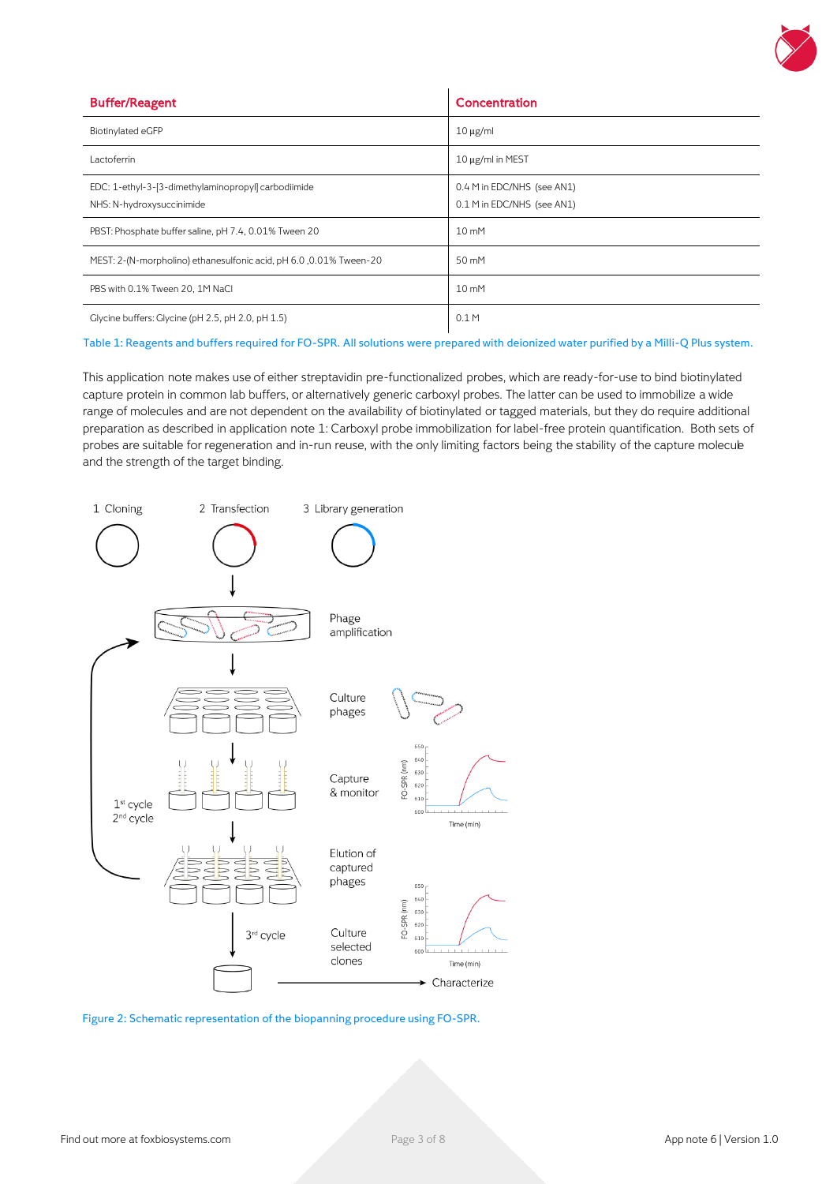| Buffer/Reagent | Concentration |
|---|---|
| Biotinylated eGFP | 10 µg/ml |
| Lactoferrin | 10 µg/ml in MEST |
| EDC: 1-ethyl-3-[3-dimethylaminopropyl] carbodiimide<br>NHS: N-hydroxysuccinimide | 0.4 M in EDC/NHS (see AN1)<br>0.1 M in EDC/NHS (see AN1) |
| PBST: Phosphate buffer saline, pH 7.4, 0.01% Tween 20 | 10 mM |
| MEST: 2-(N-morpholino) ethanesulfonic acid, pH 6.0 ,0.01% Tween-20 | 50 mM |
| PBS with 0.1% Tween 20, 1M NaCl | 10 mM |
| Glycine buffers: Glycine (pH 2.5, pH 2.0, pH 1.5) | 0.1 M |

Table 1: Reagents and buffers required for FO-SPR. All solutions were prepared with deionized water purified by a Milli-Q Plus system.

This application note makes use of either streptavidin pre-functionalized probes, which are ready-for-use to bind biotinylated capture protein in common lab buffers, or alternatively generic carboxyl probes. The latter can be used to immobilize a wide range of molecules and are not dependent on the availability of biotinylated or tagged materials, but they do require additional preparation as described in application note 1: Carboxyl probe immobilization for label-free protein quantification. Both sets of probes are suitable for regeneration and in-run reuse, with the only limiting factors being the stability of the capture molecule and the strength of the target binding.

Figure 2: Schematic representation of the biopanning procedure using FO-SPR.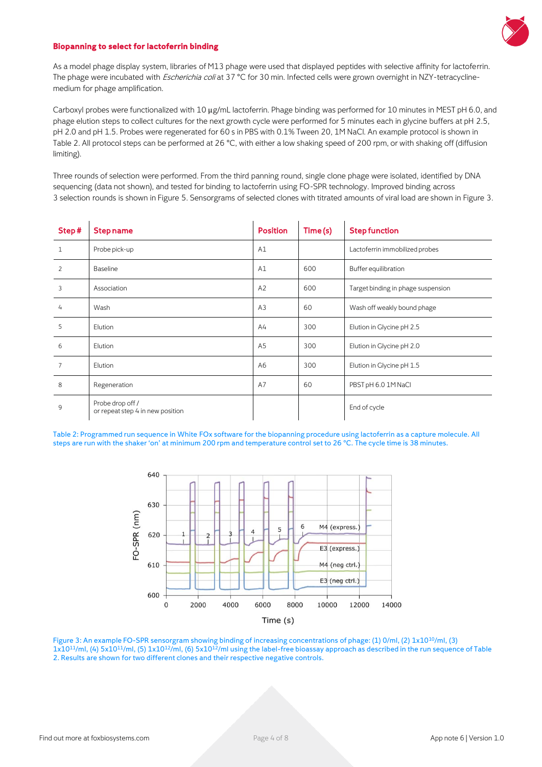## Biopanning to select for lactoferrin binding

As a model phage display system, libraries of M13 phage were used that displayed peptides with selective affinity for lactoferrin. The phage were incubated with *Escherichia coli* at 37 °C for 30 min. Infected cells were grown overnight in NZY-tetracycline-medium for phage amplification.

Carboxyl probes were functionalized with 10 µg/mL lactoferrin. Phage binding was performed for 10 minutes in MEST pH 6.0, and phage elution steps to collect cultures for the next growth cycle were performed for 5 minutes each in glycine buffers at pH 2.5, pH 2.0 and pH 1.5. Probes were regenerated for 60 s in PBS with 0.1% Tween 20, 1M NaCl. An example protocol is shown in Table 2. All protocol steps can be performed at 26 °C, with either a low shaking speed of 200 rpm, or with shaking off (diffusion limiting).

Three rounds of selection were performed. From the third panning round, single clone phage were isolated, identified by DNA sequencing (data not shown), and tested for binding to lactoferrin using FO-SPR technology. Improved binding across 3 selection rounds is shown in Figure 5. Sensorgrams of selected clones with titrated amounts of viral load are shown in Figure 3.

| Step # | Step name | Position | Time (s) | Step function |
|---|---|---|---|---|
| 1 | Probe pick-up | A1 | | Lactoferrin immobilized probes |
| 2 | Baseline | A1 | 600 | Buffer equilibration |
| 3 | Association | A2 | 600 | Target binding in phage suspension |
| 4 | Wash | A3 | 60 | Wash off weakly bound phage |
| 5 | Elution | A4 | 300 | Elution in Glycine pH 2.5 |
| 6 | Elution | A5 | 300 | Elution in Glycine pH 2.0 |
| 7 | Elution | A6 | 300 | Elution in Glycine pH 1.5 |
| 8 | Regeneration | A7 | 60 | PBST pH 6.0 1M NaCl |
| 9 | Probe drop off / or repeat step 4 in new position | | | End of cycle |

Table 2: Programmed run sequence in White FOx software for the biopanning procedure using lactoferrin as a capture molecule. All steps are run with the shaker 'on' at minimum 200 rpm and temperature control set to 26 °C. The cycle time is 38 minutes.

Figure 3: An example FO-SPR sensorgram showing binding of increasing concentrations of phage: (1) 0/ml, (2) $1x10^{10}$/ml, (3) $1x10^{11}$/ml, (4) $5x10^{11}$/ml, (5) $1x10^{12}$/ml, (6) $5x10^{12}$/ml using the label-free bioassay approach as described in the run sequence of Table 2. Results are shown for two different clones and their respective negative controls.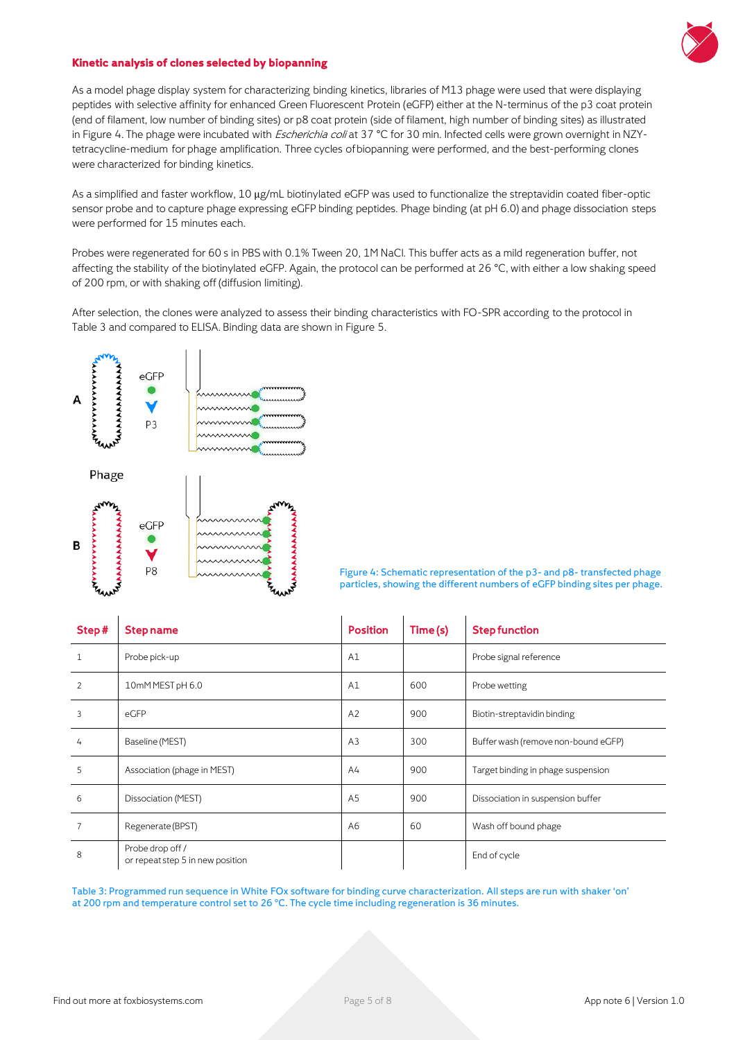### Kinetic analysis of clones selected by biopanning

As a model phage display system for characterizing binding kinetics, libraries of M13 phage were used that were displaying peptides with selective affinity for enhanced Green Fluorescent Protein (eGFP) either at the N-terminus of the p3 coat protein (end of filament, low number of binding sites) or p8 coat protein (side of filament, high number of binding sites) as illustrated in Figure 4. The phage were incubated with *Escherichia coli* at 37 °C for 30 min. Infected cells were grown overnight in NZY-tetracycline-medium for phage amplification. Three cycles of biopanning were performed, and the best-performing clones were characterized for binding kinetics.

As a simplified and faster workflow, 10 µg/mL biotinylated eGFP was used to functionalize the streptavidin coated fiber-optic sensor probe and to capture phage expressing eGFP binding peptides. Phage binding (at pH 6.0) and phage dissociation steps were performed for 15 minutes each.

Probes were regenerated for 60 s in PBS with 0.1% Tween 20, 1M NaCl. This buffer acts as a mild regeneration buffer, not affecting the stability of the biotinylated eGFP. Again, the protocol can be performed at 26 °C, with either a low shaking speed of 200 rpm, or with shaking off (diffusion limiting).

After selection, the clones were analyzed to assess their binding characteristics with FO-SPR according to the protocol in Table 3 and compared to ELISA. Binding data are shown in Figure 5.

Figure 4: Schematic representation of the p3- and p8- transfected phage particles, showing the different numbers of eGFP binding sites per phage.

| Step # | Step name | Position | Time (s) | Step function |
|---|---|---|---|---|
| 1 | Probe pick-up | A1 | | Probe signal reference |
| 2 | 10mM MEST pH 6.0 | A1 | 600 | Probe wetting |
| 3 | eGFP | A2 | 900 | Biotin-streptavidin binding |
| 4 | Baseline (MEST) | A3 | 300 | Buffer wash (remove non-bound eGFP) |
| 5 | Association (phage in MEST) | A4 | 900 | Target binding in phage suspension |
| 6 | Dissociation (MEST) | A5 | 900 | Dissociation in suspension buffer |
| 7 | Regenerate (BPST) | A6 | 60 | Wash off bound phage |
| 8 | Probe drop off / or repeat step 5 in new position | | | End of cycle |

Table 3: Programmed run sequence in White FOx software for binding curve characterization. All steps are run with shaker 'on' at 200 rpm and temperature control set to 26 °C. The cycle time including regeneration is 36 minutes.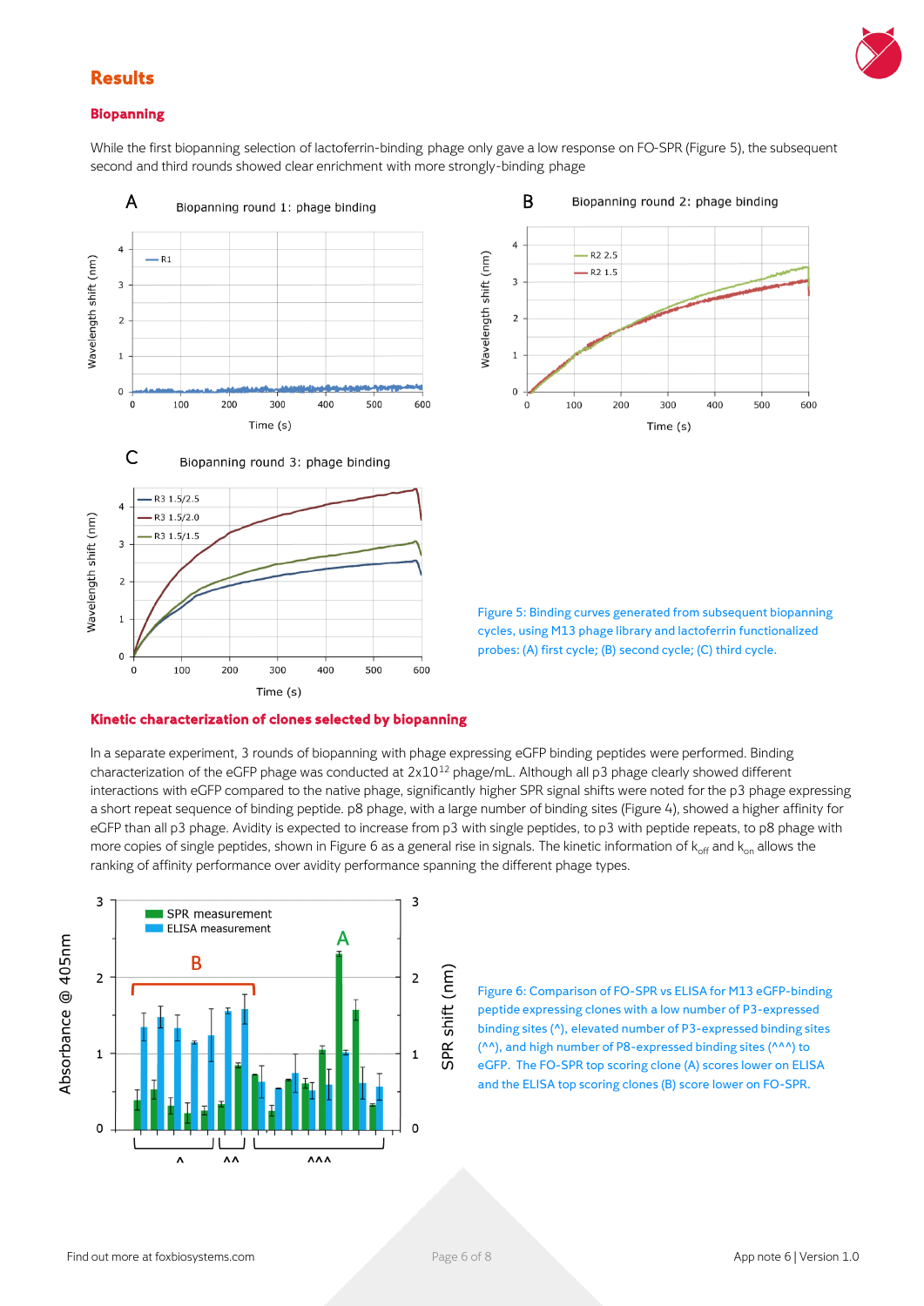## Results

### Biopanning

While the first biopanning selection of lactoferrin-binding phage only gave a low response on FO-SPR (Figure 5), the subsequent second and third rounds showed clear enrichment with more strongly-binding phage

Figure 5: Binding curves generated from subsequent biopanning cycles, using M13 phage library and lactoferrin functionalized probes: (A) first cycle; (B) second cycle; (C) third cycle.

### Kinetic characterization of clones selected by biopanning

In a separate experiment, 3 rounds of biopanning with phage expressing eGFP binding peptides were performed. Binding characterization of the eGFP phage was conducted at $2x10^{12}$ phage/mL. Although all p3 phage clearly showed different interactions with eGFP compared to the native phage, significantly higher SPR signal shifts were noted for the p3 phage expressing a short repeat sequence of binding peptide. p8 phage, with a large number of binding sites (Figure 4), showed a higher affinity for eGFP than all p3 phage. Avidity is expected to increase from p3 with single peptides, to p3 with peptide repeats, to p8 phage with more copies of single peptides, shown in Figure 6 as a general rise in signals. The kinetic information of $k_{off}$ and $k_{on}$ allows the ranking of affinity performance over avidity performance spanning the different phage types.

Figure 6: Comparison of FO-SPR vs ELISA for M13 eGFP-binding peptide expressing clones with a low number of P3-expressed binding sites (^), elevated number of P3-expressed binding sites (^^), and high number of P8-expressed binding sites (^^^) to eGFP. The FO-SPR top scoring clone (A) scores lower on ELISA and the ELISA top scoring clones (B) score lower on FO-SPR.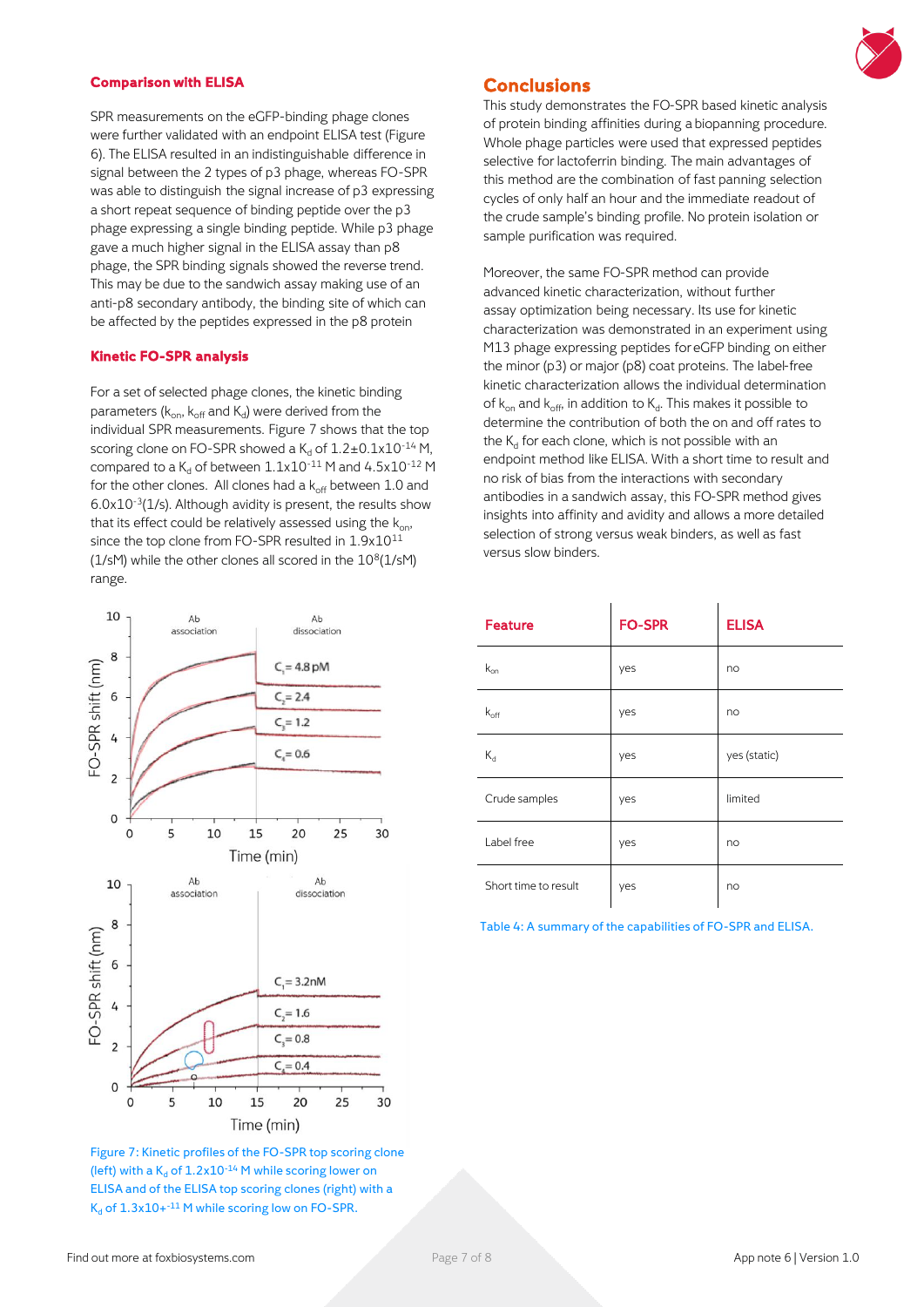### Comparison with ELISA

SPR measurements on the eGFP-binding phage clones were further validated with an endpoint ELISA test (Figure 6). The ELISA resulted in an indistinguishable difference in signal between the 2 types of p3 phage, whereas FO-SPR was able to distinguish the signal increase of p3 expressing a short repeat sequence of binding peptide over the p3 phage expressing a single binding peptide. While p3 phage gave a much higher signal in the ELISA assay than p8 phage, the SPR binding signals showed the reverse trend. This may be due to the sandwich assay making use of an anti-p8 secondary antibody, the binding site of which can be affected by the peptides expressed in the p8 protein

### Kinetic FO-SPR analysis

For a set of selected phage clones, the kinetic binding parameters ($k_{on}$, $k_{off}$ and $K_d$) were derived from the individual SPR measurements. Figure 7 shows that the top scoring clone on FO-SPR showed a $K_d$ of $1.2 \pm 0.1 \times 10^{-14}$ M, compared to a $K_d$ of between $1.1 \times 10^{-11}$ M and $4.5 \times 10^{-12}$ M for the other clones. All clones had a $k_{off}$ between 1.0 and $6.0 \times 10^{-3}$(1/s). Although avidity is present, the results show that its effect could be relatively assessed using the $k_{on}$, since the top clone from FO-SPR resulted in $1.9 \times 10^{11}$ (1/sM) while the other clones all scored in the $10^{8}$(1/sM) range.

Figure 7: Kinetic profiles of the FO-SPR top scoring clone (left) with a $K_d$ of $1.2 \times 10^{-14}$ M while scoring lower on ELISA and of the ELISA top scoring clones (right) with a $K_d$ of $1.3 \times 10+^{-11}$ M while scoring low on FO-SPR.

## Conclusions

This study demonstrates the FO-SPR based kinetic analysis of protein binding affinities during a biopanning procedure. Whole phage particles were used that expressed peptides selective for lactoferrin binding. The main advantages of this method are the combination of fast panning selection cycles of only half an hour and the immediate readout of the crude sample's binding profile. No protein isolation or sample purification was required.

Moreover, the same FO-SPR method can provide advanced kinetic characterization, without further assay optimization being necessary. Its use for kinetic characterization was demonstrated in an experiment using M13 phage expressing peptides for eGFP binding on either the minor (p3) or major (p8) coat proteins. The label-free kinetic characterization allows the individual determination of $k_{on}$ and $k_{off}$, in addition to $K_d$. This makes it possible to determine the contribution of both the on and off rates to the $K_d$ for each clone, which is not possible with an endpoint method like ELISA. With a short time to result and no risk of bias from the interactions with secondary antibodies in a sandwich assay, this FO-SPR method gives insights into affinity and avidity and allows a more detailed selection of strong versus weak binders, as well as fast versus slow binders.

| Feature | FO-SPR | ELISA |
|---|---|---|
| $k_{on}$ | yes | no |
| $k_{off}$ | yes | no |
| $K_d$ | yes | yes (static) |
| Crude samples | yes | limited |
| Label free | yes | no |
| Short time to result | yes | no |

Table 4: A summary of the capabilities of FO-SPR and ELISA.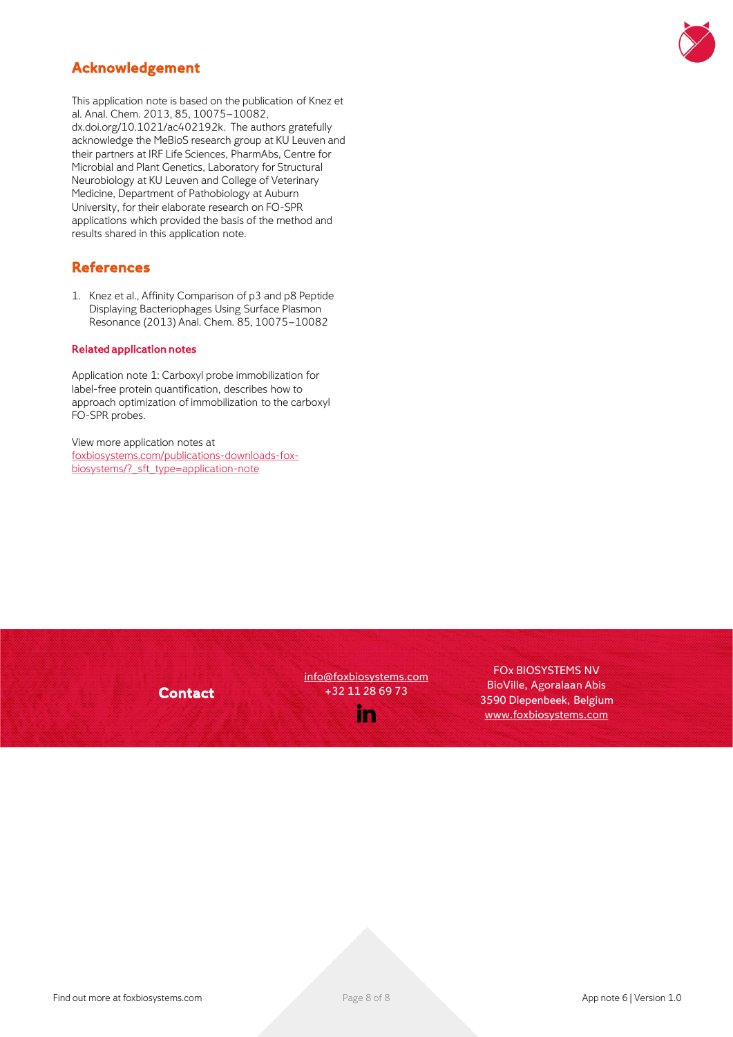## Acknowledgement

This application note is based on the publication of Knez et al. Anal. Chem. 2013, 85, 10075–10082, dx.doi.org/10.1021/ac402192k. The authors gratefully acknowledge the MeBioS research group at KU Leuven and their partners at IRF Life Sciences, PharmAbs, Centre for Microbial and Plant Genetics, Laboratory for Structural Neurobiology at KU Leuven and College of Veterinary Medicine, Department of Pathobiology at Auburn University, for their elaborate research on FO-SPR applications which provided the basis of the method and results shared in this application note.

## References

1. Knez et al., Affinity Comparison of p3 and p8 Peptide Displaying Bacteriophages Using Surface Plasmon Resonance (2013) Anal. Chem. 85, 10075–10082

### Related application notes

Application note 1: Carboxyl probe immobilization for label-free protein quantification, describes how to approach optimization of immobilization to the carboxyl FO-SPR probes.

View more application notes at [foxbiosystems.com/publications-downloads-fox-biosystems/?_sft_type=application-note](foxbiosystems.com/publications-downloads-fox-biosystems/?_sft_type=application-note)

**Contact**

[info@foxbiosystems.com](mailto:info@foxbiosystems.com)
+32 11 28 69 73

FOx BIOSYSTEMS NV
BioVille, Agoralaan Abis
3590 Diepenbeek, Belgium
[www.foxbiosystems.com](http://www.foxbiosystems.com)